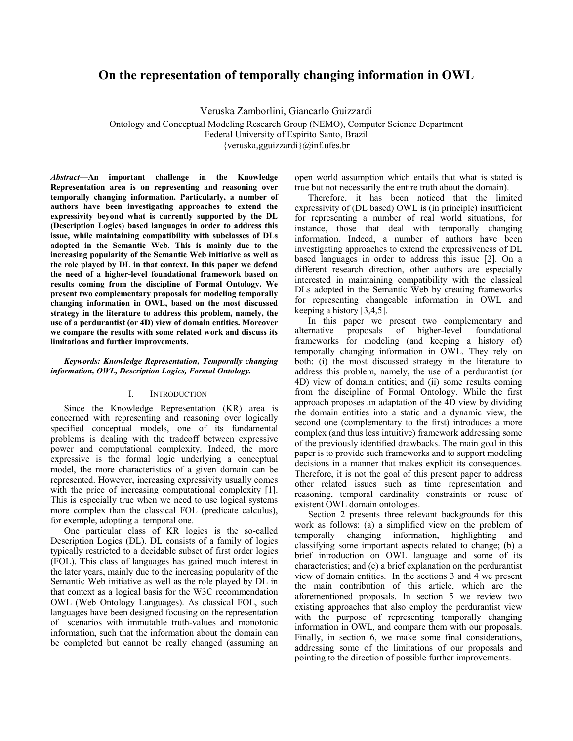# On the representation of temporally changing information in OWL

Veruska Zamborlini, Giancarlo Guizzardi

Ontology and Conceptual Modeling Research Group (NEMO), Computer Science Department
Federal University of Espírito Santo, Brazil
{veruska,gguizzardi}@inf.ufes.br

***Abstract*—An important challenge in the Knowledge Representation area is on representing and reasoning over temporally changing information. Particularly, a number of authors have been investigating approaches to extend the expressivity beyond what is currently supported by the DL (Description Logics) based languages in order to address this issue, while maintaining compatibility with subclasses of DLs adopted in the Semantic Web. This is mainly due to the increasing popularity of the Semantic Web initiative as well as the role played by DL in that context. In this paper we defend the need of a higher-level foundational framework based on results coming from the discipline of Formal Ontology. We present two complementary proposals for modeling temporally changing information in OWL, based on the most discussed strategy in the literature to address this problem, namely, the use of a perdurantist (or 4D) view of domain entities. Moreover we compare the results with some related work and discuss its limitations and further improvements.**

***Keywords: Knowledge Representation, Temporally changing information, OWL, Description Logics, Formal Ontology.***

## I. Introduction

Since the Knowledge Representation (KR) area is concerned with representing and reasoning over logically specified conceptual models, one of its fundamental problems is dealing with the tradeoff between expressive power and computational complexity. Indeed, the more expressive is the formal logic underlying a conceptual model, the more characteristics of a given domain can be represented. However, increasing expressivity usually comes with the price of increasing computational complexity [1]. This is especially true when we need to use logical systems more complex than the classical FOL (predicate calculus), for exemple, adopting a temporal one.

One particular class of KR logics is the so-called Description Logics (DL). DL consists of a family of logics typically restricted to a decidable subset of first order logics (FOL). This class of languages has gained much interest in the later years, mainly due to the increasing popularity of the Semantic Web initiative as well as the role played by DL in that context as a logical basis for the W3C recommendation OWL (Web Ontology Languages). As classical FOL, such languages have been designed focusing on the representation of scenarios with immutable truth-values and monotonic information, such that the information about the domain can be completed but cannot be really changed (assuming an open world assumption which entails that what is stated is true but not necessarily the entire truth about the domain).

Therefore, it has been noticed that the limited expressivity of (DL based) OWL is (in principle) insufficient for representing a number of real world situations, for instance, those that deal with temporally changing information. Indeed, a number of authors have been investigating approaches to extend the expressiveness of DL based languages in order to address this issue [2]. On a different research direction, other authors are especially interested in maintaining compatibility with the classical DLs adopted in the Semantic Web by creating frameworks for representing changeable information in OWL and keeping a history [3,4,5].

In this paper we present two complementary and alternative proposals of higher-level foundational frameworks for modeling (and keeping a history of) temporally changing information in OWL. They rely on both: (i) the most discussed strategy in the literature to address this problem, namely, the use of a perdurantist (or 4D) view of domain entities; and (ii) some results coming from the discipline of Formal Ontology. While the first approach proposes an adaptation of the 4D view by dividing the domain entities into a static and a dynamic view, the second one (complementary to the first) introduces a more complex (and thus less intuitive) framework addressing some of the previously identified drawbacks. The main goal in this paper is to provide such frameworks and to support modeling decisions in a manner that makes explicit its consequences. Therefore, it is not the goal of this present paper to address other related issues such as time representation and reasoning, temporal cardinality constraints or reuse of existent OWL domain ontologies.

Section 2 presents three relevant backgrounds for this work as follows: (a) a simplified view on the problem of temporally changing information, highlighting and classifying some important aspects related to change; (b) a brief introduction on OWL language and some of its characteristics; and (c) a brief explanation on the perdurantist view of domain entities. In the sections 3 and 4 we present the main contribution of this article, which are the aforementioned proposals. In section 5 we review two existing approaches that also employ the perdurantist view with the purpose of representing temporally changing information in OWL, and compare them with our proposals. Finally, in section 6, we make some final considerations, addressing some of the limitations of our proposals and pointing to the direction of possible further improvements.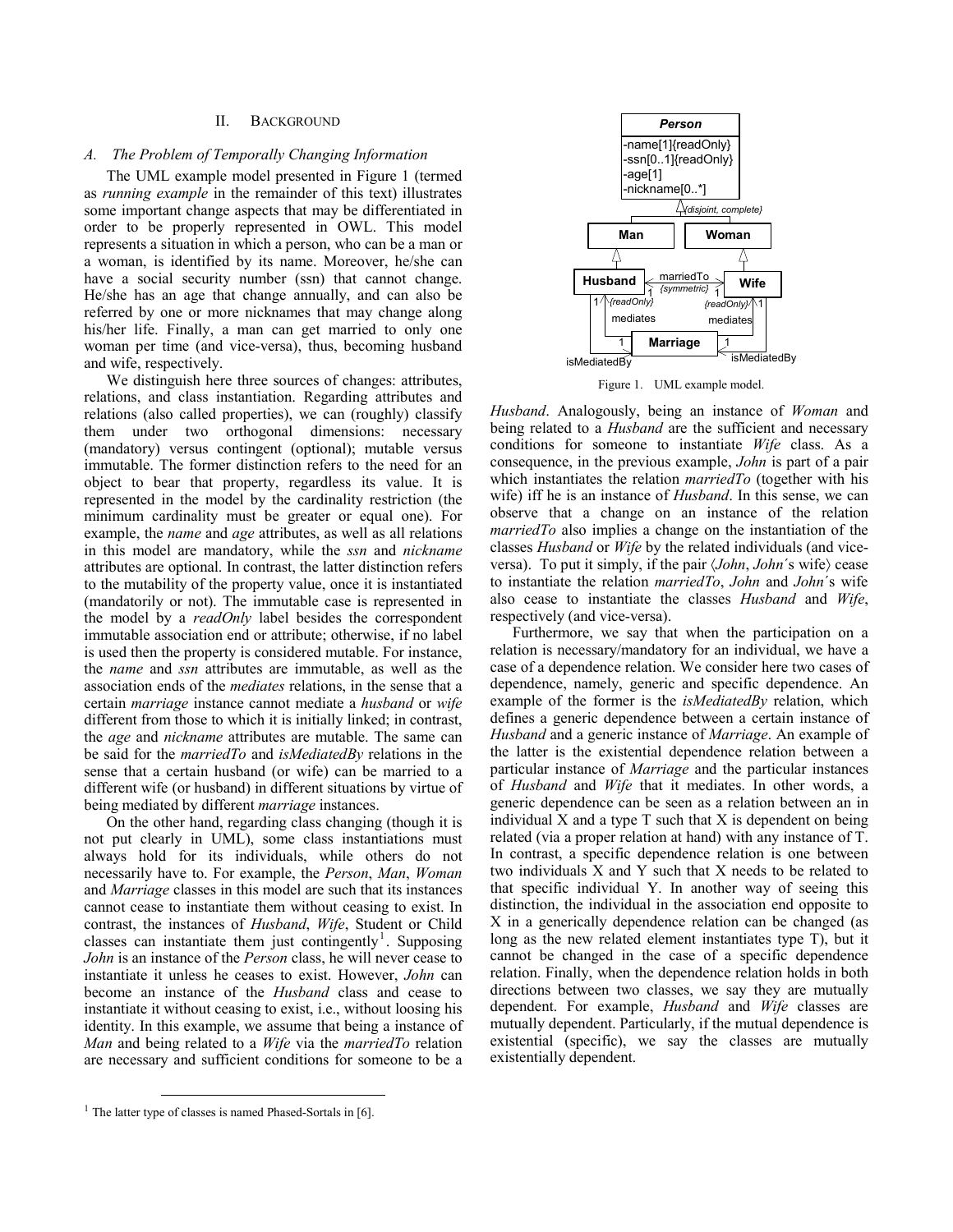## II. BACKGROUND

### *A. The Problem of Temporally Changing Information*

The UML example model presented in Figure 1 (termed as *running example* in the remainder of this text) illustrates some important change aspects that may be differentiated in order to be properly represented in OWL. This model represents a situation in which a person, who can be a man or a woman, is identified by its name. Moreover, he/she can have a social security number (ssn) that cannot change. He/she has an age that change annually, and can also be referred by one or more nicknames that may change along his/her life. Finally, a man can get married to only one woman per time (and vice-versa), thus, becoming husband and wife, respectively.

We distinguish here three sources of changes: attributes, relations, and class instantiation. Regarding attributes and relations (also called properties), we can (roughly) classify them under two orthogonal dimensions: necessary (mandatory) versus contingent (optional); mutable versus immutable. The former distinction refers to the need for an object to bear that property, regardless its value. It is represented in the model by the cardinality restriction (the minimum cardinality must be greater or equal one). For example, the *name* and *age* attributes, as well as all relations in this model are mandatory, while the *ssn* and *nickname* attributes are optional. In contrast, the latter distinction refers to the mutability of the property value, once it is instantiated (mandatorily or not). The immutable case is represented in the model by a *readOnly* label besides the correspondent immutable association end or attribute; otherwise, if no label is used then the property is considered mutable. For instance, the *name* and *ssn* attributes are immutable, as well as the association ends of the *mediates* relations, in the sense that a certain *marriage* instance cannot mediate a *husband* or *wife* different from those to which it is initially linked; in contrast, the *age* and *nickname* attributes are mutable. The same can be said for the *marriedTo* and *isMediatedBy* relations in the sense that a certain husband (or wife) can be married to a different wife (or husband) in different situations by virtue of being mediated by different *marriage* instances.

On the other hand, regarding class changing (though it is not put clearly in UML), some class instantiations must always hold for its individuals, while others do not necessarily have to. For example, the *Person*, *Man*, *Woman* and *Marriage* classes in this model are such that its instances cannot cease to instantiate them without ceasing to exist. In contrast, the instances of *Husband*, *Wife*, Student or Child classes can instantiate them just contingently[1]. Supposing *John* is an instance of the *Person* class, he will never cease to instantiate it unless he ceases to exist. However, *John* can become an instance of the *Husband* class and cease to instantiate it without ceasing to exist, i.e., without loosing his identity. In this example, we assume that being a instance of *Man* and being related to a *Wife* via the *marriedTo* relation are necessary and sufficient conditions for someone to be a *Husband*. Analogously, being an instance of *Woman* and being related to a *Husband* are the sufficient and necessary conditions for someone to instantiate *Wife* class. As a consequence, in the previous example, *John* is part of a pair which instantiates the relation *marriedTo* (together with his wife) iff he is an instance of *Husband*. In this sense, we can observe that a change on an instance of the relation *marriedTo* also implies a change on the instantiation of the classes *Husband* or *Wife* by the related individuals (and vice-versa). To put it simply, if the pair ⟨*John*, *John´s* wife⟩ cease to instantiate the relation *marriedTo*, *John* and *John´s* wife also cease to instantiate the classes *Husband* and *Wife*, respectively (and vice-versa).

Person
-name[1]{readOnly}
-ssn[0..1]{readOnly}
-age[1]
-nickname[0..*]
{disjoint, complete}
Man
Woman
Husband
Wife
marriedTo
{symmetric}
{readOnly}
mediates
Marriage
isMediatedBy

Figure 1. UML example model.

Furthermore, we say that when the participation on a relation is necessary/mandatory for an individual, we have a case of a dependence relation. We consider here two cases of dependence, namely, generic and specific dependence. An example of the former is the *isMediatedBy* relation, which defines a generic dependence between a certain instance of *Husband* and a generic instance of *Marriage*. An example of the latter is the existential dependence relation between a particular instance of *Marriage* and the particular instances of *Husband* and *Wife* that it mediates. In other words, a generic dependence can be seen as a relation between an in individual X and a type T such that X is dependent on being related (via a proper relation at hand) with any instance of T. In contrast, a specific dependence relation is one between two individuals X and Y such that X needs to be related to that specific individual Y. In another way of seeing this distinction, the individual in the association end opposite to X in a generically dependence relation can be changed (as long as the new related element instantiates type T), but it cannot be changed in the case of a specific dependence relation. Finally, when the dependence relation holds in both directions between two classes, we say they are mutually dependent. For example, *Husband* and *Wife* classes are mutually dependent. Particularly, if the mutual dependence is existential (specific), we say the classes are mutually existentially dependent.

[1] The latter type of classes is named Phased-Sortals in [6].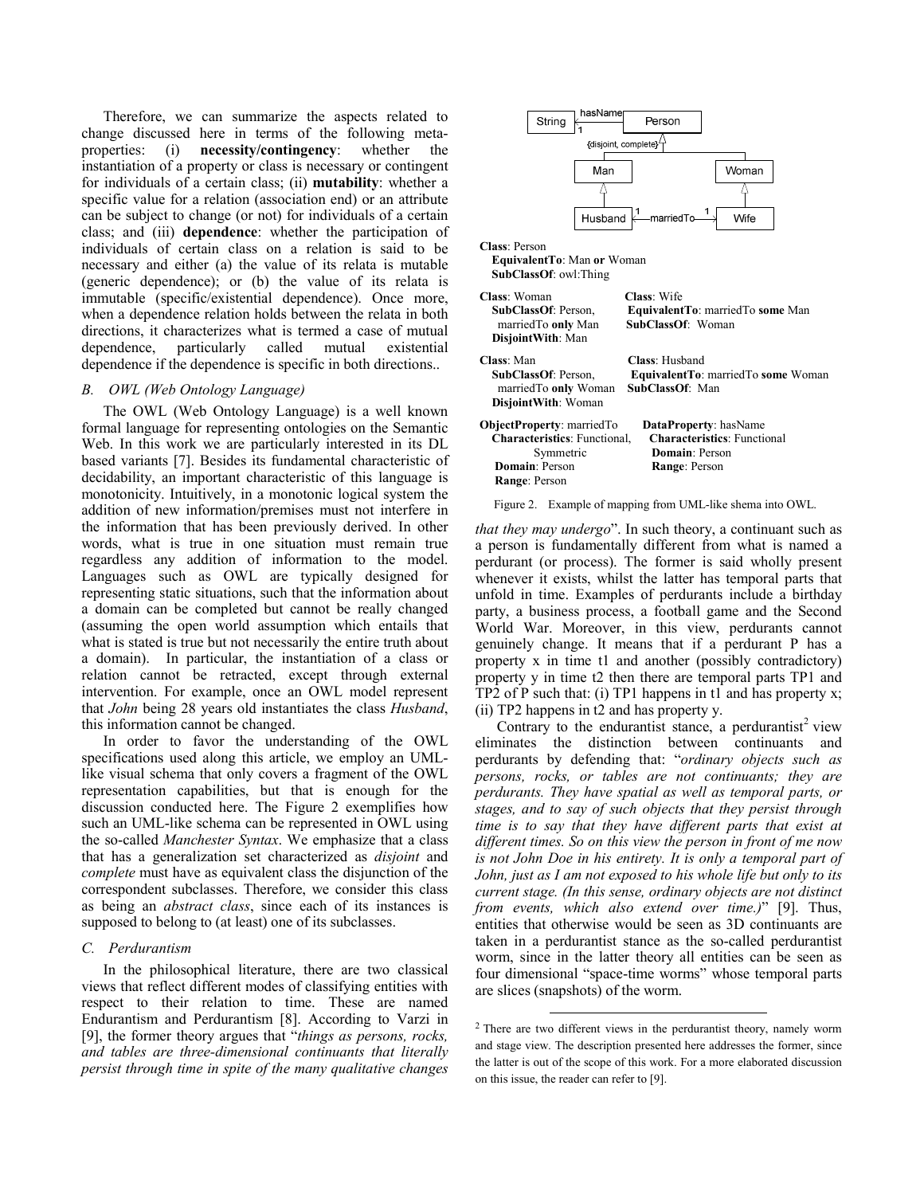Therefore, we can summarize the aspects related to change discussed here in terms of the following meta-properties: (i) **necessity/contingency**: whether the instantiation of a property or class is necessary or contingent for individuals of a certain class; (ii) **mutability**: whether a specific value for a relation (association end) or an attribute can be subject to change (or not) for individuals of a certain class; and (iii) **dependence**: whether the participation of individuals of certain class on a relation is said to be necessary and either (a) the value of its relata is mutable (generic dependence); or (b) the value of its relata is immutable (specific/existential dependence). Once more, when a dependence relation holds between the relata in both directions, it characterizes what is termed a case of mutual dependence, particularly called mutual existential dependence if the dependence is specific in both directions..

### B. OWL (Web Ontology Language)

The OWL (Web Ontology Language) is a well known formal language for representing ontologies on the Semantic Web. In this work we are particularly interested in its DL based variants [7]. Besides its fundamental characteristic of decidability, an important characteristic of this language is monotonicity. Intuitively, in a monotonic logical system the addition of new information/premises must not interfere in the information that has been previously derived. In other words, what is true in one situation must remain true regardless any addition of information to the model. Languages such as OWL are typically designed for representing static situations, such that the information about a domain can be completed but cannot be really changed (assuming the open world assumption which entails that what is stated is true but not necessarily the entire truth about a domain). In particular, the instantiation of a class or relation cannot be retracted, except through external intervention. For example, once an OWL model represent that *John* being 28 years old instantiates the class *Husband*, this information cannot be changed.

In order to favor the understanding of the OWL specifications used along this article, we employ an UML-like visual schema that only covers a fragment of the OWL representation capabilities, but that is enough for the discussion conducted here. The Figure 2 exemplifies how such an UML-like schema can be represented in OWL using the so-called *Manchester Syntax*. We emphasize that a class that has a generalization set characterized as *disjoint* and *complete* must have as equivalent class the disjunction of the correspondent subclasses. Therefore, we consider this class as being an *abstract class*, since each of its instances is supposed to belong to (at least) one of its subclasses.

### C. Perdurantism

In the philosophical literature, there are two classical views that reflect different modes of classifying entities with respect to their relation to time. These are named Endurantism and Perdurantism [8]. According to Varzi in [9], the former theory argues that "*things as persons, rocks, and tables are three-dimensional continuants that literally persist through time in spite of the many qualitative changes*

String
hasName
1
Person
{disjoint, complete}
Man
Woman
Husband
1
marriedTo
1
Wife

**Class**: Person
  **EquivalentTo**: Man **or** Woman
  **SubClassOf**: owl:Thing

**Class**: Woman
  **SubClassOf**: Person, marriedTo **only** Man
  **DisjointWith**: Man

**Class**: Wife
  **EquivalentTo**: marriedTo **some** Man
  **SubClassOf**: Woman

**Class**: Man
  **SubClassOf**: Person, marriedTo **only** Woman
  **DisjointWith**: Woman

**Class**: Husband
  **EquivalentTo**: marriedTo **some** Woman
  **SubClassOf**: Man

**ObjectProperty**: marriedTo
  **Characteristics**: Functional, Symmetric
  **Domain**: Person
  **Range**: Person

**DataProperty**: hasName
  **Characteristics**: Functional
  **Domain**: Person
  **Range**: Person

Figure 2. Example of mapping from UML-like shema into OWL.

*that they may undergo*". In such theory, a continuant such as a person is fundamentally different from what is named a perdurant (or process). The former is said wholly present whenever it exists, whilst the latter has temporal parts that unfold in time. Examples of perdurants include a birthday party, a business process, a football game and the Second World War. Moreover, in this view, perdurants cannot genuinely change. It means that if a perdurant P has a property x in time t1 and another (possibly contradictory) property y in time t2 then there are temporal parts TP1 and TP2 of P such that: (i) TP1 happens in t1 and has property x; (ii) TP2 happens in t2 and has property y.

Contrary to the endurantist stance, a perdurantist[2] view eliminates the distinction between continuants and perdurants by defending that: "*ordinary objects such as persons, rocks, or tables are not continuants; they are perdurants. They have spatial as well as temporal parts, or stages, and to say of such objects that they persist through time is to say that they have different parts that exist at different times. So on this view the person in front of me now is not John Doe in his entirety. It is only a temporal part of John, just as I am not exposed to his whole life but only to its current stage. (In this sense, ordinary objects are not distinct from events, which also extend over time.)*" [9]. Thus, entities that otherwise would be seen as 3D continuants are taken in a perdurantist stance as the so-called perdurantist worm, since in the latter theory all entities can be seen as four dimensional "space-time worms" whose temporal parts are slices (snapshots) of the worm.

[2] There are two different views in the perdurantist theory, namely worm and stage view. The description presented here addresses the former, since the latter is out of the scope of this work. For a more elaborated discussion on this issue, the reader can refer to [9].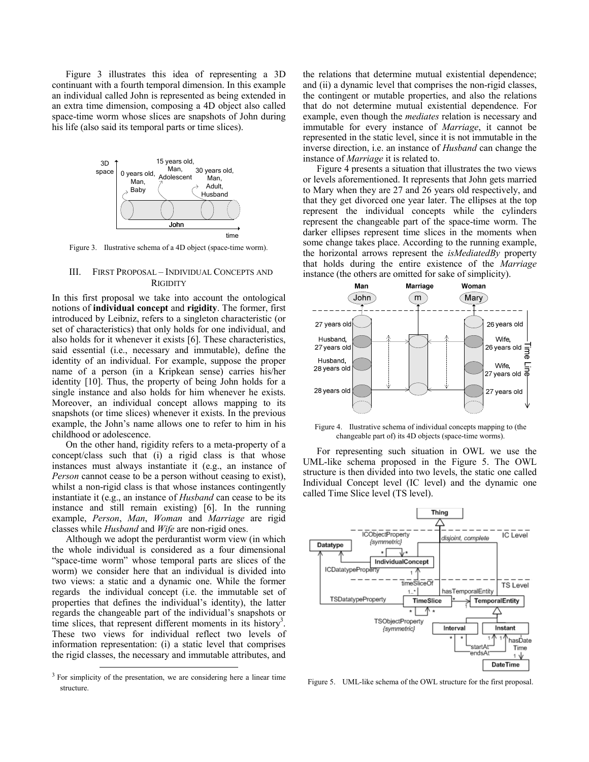Figure 3 illustrates this idea of representing a 3D continuant with a fourth temporal dimension. In this example an individual called John is represented as being extended in an extra time dimension, composing a 4D object also called space-time worm whose slices are snapshots of John during his life (also said its temporal parts or time slices).

3D space
0 years old, Man, Baby
15 years old, Man, Adolescent
30 years old, Man, Adult, Husband
John
time

Figure 3. Ilustrative schema of a 4D object (space-time worm).

## III. First Proposal – Individual Concepts and Rigidity

In this first proposal we take into account the ontological notions of **individual concept** and **rigidity**. The former, first introduced by Leibniz, refers to a singleton characteristic (or set of characteristics) that only holds for one individual, and also holds for it whenever it exists [6]. These characteristics, said essential (i.e., necessary and immutable), define the identity of an individual. For example, suppose the proper name of a person (in a Kripkean sense) carries his/her identity [10]. Thus, the property of being John holds for a single instance and also holds for him whenever he exists. Moreover, an individual concept allows mapping to its snapshots (or time slices) whenever it exists. In the previous example, the John's name allows one to refer to him in his childhood or adolescence.

On the other hand, rigidity refers to a meta-property of a concept/class such that (i) a rigid class is that whose instances must always instantiate it (e.g., an instance of *Person* cannot cease to be a person without ceasing to exist), whilst a non-rigid class is that whose instances contingently instantiate it (e.g., an instance of *Husband* can cease to be its instance and still remain existing) [6]. In the running example, *Person*, *Man*, *Woman* and *Marriage* are rigid classes while *Husband* and *Wife* are non-rigid ones.

Although we adopt the perdurantist worm view (in which the whole individual is considered as a four dimensional "space-time worm" whose temporal parts are slices of the worm) we consider here that an individual is divided into two views: a static and a dynamic one. While the former regards the individual concept (i.e. the immutable set of properties that defines the individual's identity), the latter regards the changeable part of the individual's snapshots or time slices, that represent different moments in its history[3]. These two views for individual reflect two levels of information representation: (i) a static level that comprises the rigid classes, the necessary and immutable attributes, and the relations that determine mutual existential dependence; and (ii) a dynamic level that comprises the non-rigid classes, the contingent or mutable properties, and also the relations that do not determine mutual existential dependence. For example, even though the *mediates* relation is necessary and immutable for every instance of *Marriage*, it cannot be represented in the static level, since it is not immutable in the inverse direction, i.e. an instance of *Husband* can change the instance of *Marriage* it is related to.

[3] For simplicity of the presentation, we are considering here a linear time structure.

Figure 4 presents a situation that illustrates the two views or levels aforementioned. It represents that John gets married to Mary when they are 27 and 26 years old respectively, and that they get divorced one year later. The ellipses at the top represent the individual concepts while the cylinders represent the changeable part of the space-time worm. The darker ellipses represent time slices in the moments when some change takes place. According to the running example, the horizontal arrows represent the *isMediatedBy* property that holds during the entire existence of the *Marriage* instance (the others are omitted for sake of simplicity).

Man
John
Marriage
m
Woman
Mary
27 years old
Husband, 27 years old
Husband, 28 years old
28 years old
26 years old
Wife, 26 years old
Wife, 27 years old
27 years old
Time Line

Figure 4. Ilustrative schema of individual concepts mapping to (the changeable part of) its 4D objects (space-time worms).

For representing such situation in OWL we use the UML-like schema proposed in the Figure 5. The OWL structure is then divided into two levels, the static one called Individual Concept level (IC level) and the dynamic one called Time Slice level (TS level).

Thing
ICObjectProperty {symmetric}
disjoint, complete
IC Level
Datatype
IndividualConcept
ICDatatypeProperty
timeSliceOf
1..*
hasTemporalEntity
TS Level
TSDatatypeProperty
TimeSlice
TemporalEntity
TSObjectProperty {symmetric}
Interval
Instant
startAt
endsAt
hasDateTime
DateTime

Figure 5. UML-like schema of the OWL structure for the first proposal.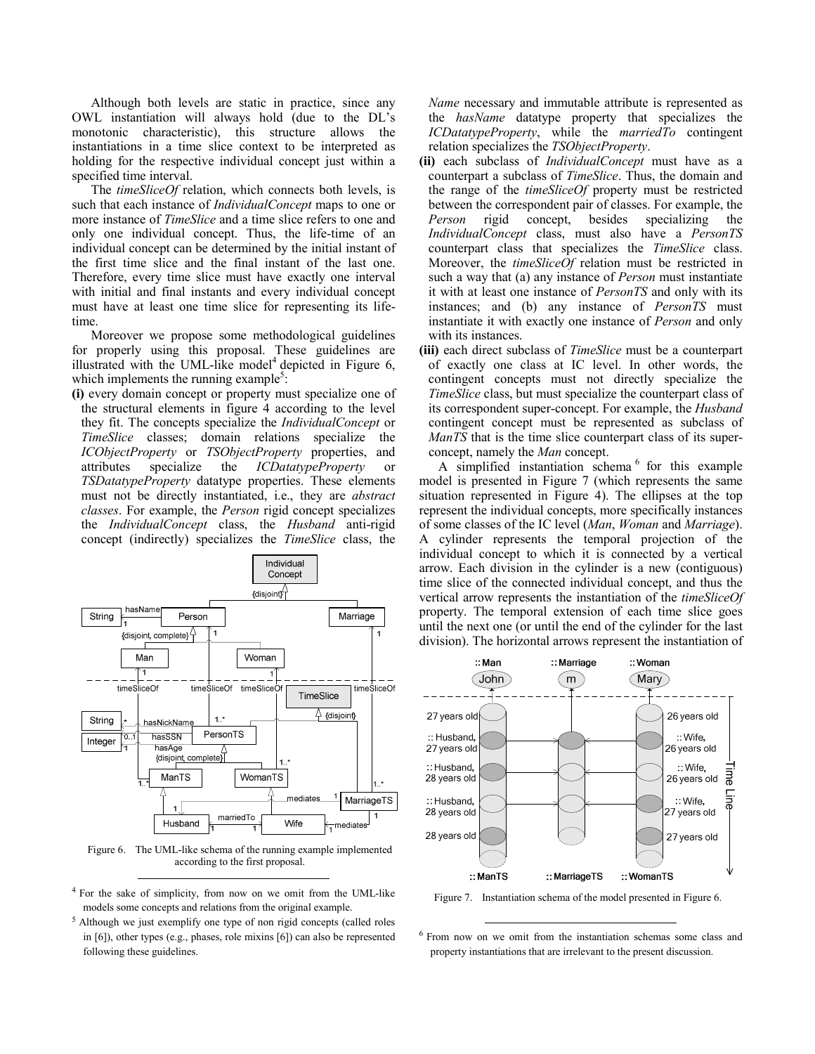Although both levels are static in practice, since any OWL instantiation will always hold (due to the DL's monotonic characteristic), this structure allows the instantiations in a time slice context to be interpreted as holding for the respective individual concept just within a specified time interval.

The *timeSliceOf* relation, which connects both levels, is such that each instance of *IndividualConcept* maps to one or more instance of *TimeSlice* and a time slice refers to one and only one individual concept. Thus, the life-time of an individual concept can be determined by the initial instant of the first time slice and the final instant of the last one. Therefore, every time slice must have exactly one interval with initial and final instants and every individual concept must have at least one time slice for representing its life-time.

Moreover we propose some methodological guidelines for properly using this proposal. These guidelines are illustrated with the UML-like model[4] depicted in Figure 6, which implements the running example[5]:

**(i)** every domain concept or property must specialize one of the structural elements in figure 4 according to the level they fit. The concepts specialize the *IndividualConcept* or *TimeSlice* classes; domain relations specialize the *ICObjectProperty* or *TSObjectProperty* properties, and attributes specialize the *ICDatatypeProperty* or *TSDatatypeProperty* datatype properties. These elements must not be directly instantiated, i.e., they are *abstract classes*. For example, the *Person* rigid concept specializes the *IndividualConcept* class, the *Husband* anti-rigid concept (indirectly) specializes the *TimeSlice* class, the *Name* necessary and immutable attribute is represented as the *hasName* datatype property that specializes the *ICDatatypeProperty*, while the *marriedTo* contingent relation specializes the *TSObjectProperty*.

**(ii)** each subclass of *IndividualConcept* must have as a counterpart a subclass of *TimeSlice*. Thus, the domain and the range of the *timeSliceOf* property must be restricted between the correspondent pair of classes. For example, the *Person* rigid concept, besides specializing the *IndividualConcept* class, must also have a *PersonTS* counterpart class that specializes the *TimeSlice* class. Moreover, the *timeSliceOf* relation must be restricted in such a way that (a) any instance of *Person* must instantiate it with at least one instance of *PersonTS* and only with its instances; and (b) any instance of *PersonTS* must instantiate it with exactly one instance of *Person* and only with its instances.

**(iii)** each direct subclass of *TimeSlice* must be a counterpart of exactly one class at IC level. In other words, the contingent concepts must not directly specialize the *TimeSlice* class, but must specialize the counterpart class of its correspondent super-concept. For example, the *Husband* contingent concept must be represented as subclass of *ManTS* that is the time slice counterpart class of its super-concept, namely the *Man* concept.

Individual Concept
{disjoint}
String
hasName
1
Person
Marriage
{disjoint, complete}
1
1
Man
Woman
1
1
timeSliceOf
timeSliceOf
timeSliceOf
TimeSlice
timeSliceOf
String
*
hasNickName
1..*
{disjoint}
Integer
0..1
hasSSN
1
hasAge
PersonTS
{disjoint, complete}
1..*
1..*
ManTS
WomanTS
1..*
mediates
1
MarriageTS
1
1
Husband
marriedTo
Wife
mediates
1
1
1

Figure 6. The UML-like schema of the running example implemented according to the first proposal.

A simplified instantiation schema[6] for this example model is presented in Figure 7 (which represents the same situation represented in Figure 4). The ellipses at the top represent the individual concepts, more specifically instances of some classes of the IC level (*Man*, *Woman* and *Marriage*). A cylinder represents the temporal projection of the individual concept to which it is connected by a vertical arrow. Each division in the cylinder is a new (contiguous) time slice of the connected individual concept, and thus the vertical arrow represents the instantiation of the *timeSliceOf* property. The temporal extension of each time slice goes until the next one (or until the end of the cylinder for the last division). The horizontal arrows represent the instantiation of

:: Man
:: Marriage
:: Woman
John
m
Mary
27 years old
26 years old
:: Husband, 27 years old
:: Wife, 26 years old
:: Husband, 28 years old
:: Wife, 26 years old
:: Husband, 28 years old
:: Wife, 27 years old
28 years old
27 years old
Time Line
:: ManTS
:: MarriageTS
:: WomanTS

Figure 7. Instantiation schema of the model presented in Figure 6.

[4] For the sake of simplicity, from now on we omit from the UML-like models some concepts and relations from the original example.

[5] Although we just exemplify one type of non rigid concepts (called roles in [6]), other types (e.g., phases, role mixins [6]) can also be represented following these guidelines.

[6] From now on we omit from the instantiation schemas some class and property instantiations that are irrelevant to the present discussion.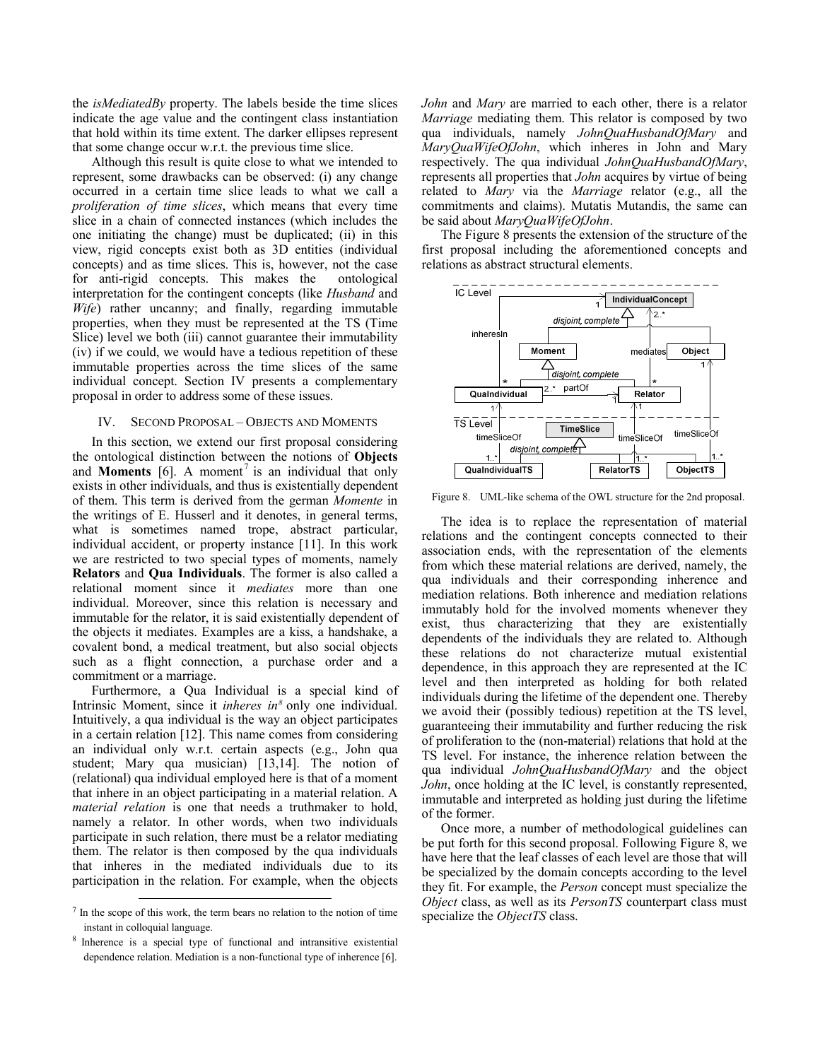the *isMediatedBy* property. The labels beside the time slices indicate the age value and the contingent class instantiation that hold within its time extent. The darker ellipses represent that some change occur w.r.t. the previous time slice.

Although this result is quite close to what we intended to represent, some drawbacks can be observed: (i) any change occurred in a certain time slice leads to what we call a *proliferation of time slices*, which means that every time slice in a chain of connected instances (which includes the one initiating the change) must be duplicated; (ii) in this view, rigid concepts exist both as 3D entities (individual concepts) and as time slices. This is, however, not the case for anti-rigid concepts. This makes the ontological interpretation for the contingent concepts (like *Husband* and *Wife*) rather uncanny; and finally, regarding immutable properties, when they must be represented at the TS (Time Slice) level we both (iii) cannot guarantee their immutability (iv) if we could, we would have a tedious repetition of these immutable properties across the time slices of the same individual concept. Section IV presents a complementary proposal in order to address some of these issues.

## IV. Second Proposal – Objects and Moments

In this section, we extend our first proposal considering the ontological distinction between the notions of **Objects** and **Moments** [6]. A moment[7] is an individual that only exists in other individuals, and thus is existentially dependent of them. This term is derived from the german *Momente* in the writings of E. Husserl and it denotes, in general terms, what is sometimes named trope, abstract particular, individual accident, or property instance [11]. In this work we are restricted to two special types of moments, namely **Relators** and **Qua Individuals**. The former is also called a relational moment since it *mediates* more than one individual. Moreover, since this relation is necessary and immutable for the relator, it is said existentially dependent of the objects it mediates. Examples are a kiss, a handshake, a covalent bond, a medical treatment, but also social objects such as a flight connection, a purchase order and a commitment or a marriage.

Furthermore, a Qua Individual is a special kind of Intrinsic Moment, since it *inheres in*[8] only one individual. Intuitively, a qua individual is the way an object participates in a certain relation [12]. This name comes from considering an individual only w.r.t. certain aspects (e.g., John qua student; Mary qua musician) [13,14]. The notion of (relational) qua individual employed here is that of a moment that inhere in an object participating in a material relation. A *material relation* is one that needs a truthmaker to hold, namely a relator. In other words, when two individuals participate in such relation, there must be a relator mediating them. The relator is then composed by the qua individuals that inheres in the mediated individuals due to its participation in the relation. For example, when the objects *John* and *Mary* are married to each other, there is a relator *Marriage* mediating them. This relator is composed by two qua individuals, namely *JohnQuaHusbandOfMary* and *MaryQuaWifeOfJohn*, which inheres in John and Mary respectively. The qua individual *JohnQuaHusbandOfMary*, represents all properties that *John* acquires by virtue of being related to *Mary* via the *Marriage* relator (e.g., all the commitments and claims). Mutatis Mutandis, the same can be said about *MaryQuaWifeOfJohn*.

The Figure 8 presents the extension of the structure of the first proposal including the aforementioned concepts and relations as abstract structural elements.

IC Level
IndividualConcept
1
2..*
disjoint, complete
inheresIn
Moment
mediates
Object
1
disjoint, complete
*
*
QuaIndividual
2..*
partOf
1
Relator
1
1
TS Level
TimeSlice
timeSliceOf
timeSliceOf
timeSliceOf
disjoint, complete
1..*
1..*
1..*
QuaIndividualTS
RelatorTS
ObjectTS

Figure 8. UML-like schema of the OWL structure for the 2nd proposal.

The idea is to replace the representation of material relations and the contingent concepts connected to their association ends, with the representation of the elements from which these material relations are derived, namely, the qua individuals and their corresponding inherence and mediation relations. Both inherence and mediation relations immutably hold for the involved moments whenever they exist, thus characterizing that they are existentially dependents of the individuals they are related to. Although these relations do not characterize mutual existential dependence, in this approach they are represented at the IC level and then interpreted as holding for both related individuals during the lifetime of the dependent one. Thereby we avoid their (possibly tedious) repetition at the TS level, guaranteeing their immutability and further reducing the risk of proliferation to the (non-material) relations that hold at the TS level. For instance, the inherence relation between the qua individual *JohnQuaHusbandOfMary* and the object *John*, once holding at the IC level, is constantly represented, immutable and interpreted as holding just during the lifetime of the former.

Once more, a number of methodological guidelines can be put forth for this second proposal. Following Figure 8, we have here that the leaf classes of each level are those that will be specialized by the domain concepts according to the level they fit. For example, the *Person* concept must specialize the *Object* class, as well as its *PersonTS* counterpart class must specialize the *ObjectTS* class.

[7] In the scope of this work, the term bears no relation to the notion of time instant in colloquial language.

[8] Inherence is a special type of functional and intransitive existential dependence relation. Mediation is a non-functional type of inherence [6].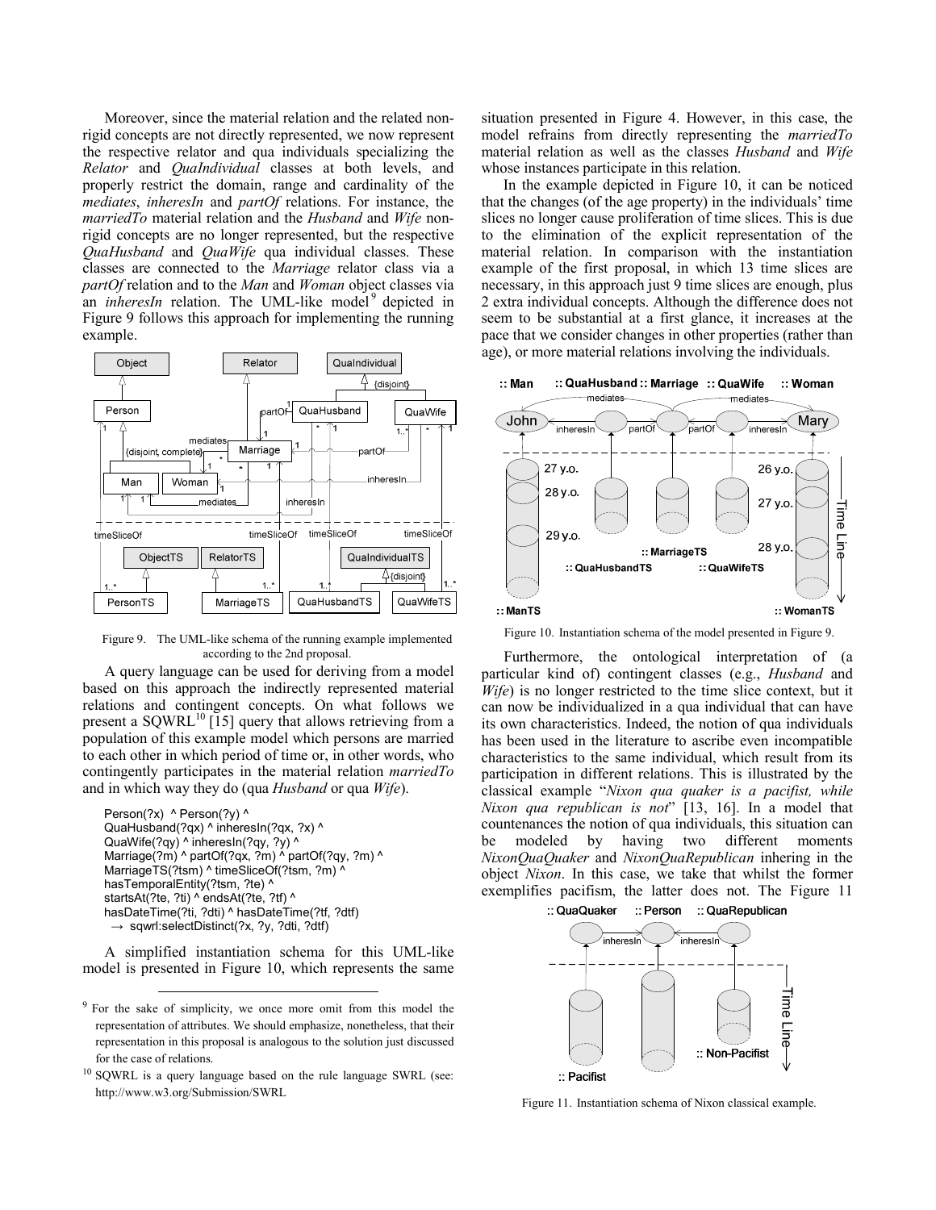Moreover, since the material relation and the related non-rigid concepts are not directly represented, we now represent the respective relator and qua individuals specializing the *Relator* and *QuaIndividual* classes at both levels, and properly restrict the domain, range and cardinality of the *mediates*, *inheresIn* and *partOf* relations. For instance, the *marriedTo* material relation and the *Husband* and *Wife* non-rigid concepts are no longer represented, but the respective *QuaHusband* and *QuaWife* qua individual classes. These classes are connected to the *Marriage* relator class via a *partOf* relation and to the *Man* and *Woman* object classes via an *inheresIn* relation. The UML-like model[9] depicted in Figure 9 follows this approach for implementing the running example.

Figure 9. The UML-like schema of the running example implemented according to the 2nd proposal.

A query language can be used for deriving from a model based on this approach the indirectly represented material relations and contingent concepts. On what follows we present a SQWRL[10] [15] query that allows retrieving from a population of this example model which persons are married to each other in which period of time or, in other words, who contingently participates in the material relation *marriedTo* and in which way they do (qua *Husband* or qua *Wife*).

```
Person(?x)  ^ Person(?y) ^
QuaHusband(?qx) ^ inheresIn(?qx, ?x) ^
QuaWife(?qy) ^ inheresIn(?qy, ?y) ^
Marriage(?m) ^ partOf(?qx, ?m) ^ partOf(?qy, ?m) ^
MarriageTS(?tsm) ^ timeSliceOf(?tsm, ?m) ^
hasTemporalEntity(?tsm, ?te) ^
startsAt(?te, ?ti) ^ endsAt(?te, ?tf) ^
hasDateTime(?ti, ?dti) ^ hasDateTime(?tf, ?dtf)
  → sqwrl:selectDistinct(?x, ?y, ?dti, ?dtf)
```

A simplified instantiation schema for this UML-like model is presented in Figure 10, which represents the same situation presented in Figure 4. However, in this case, the model refrains from directly representing the *marriedTo* material relation as well as the classes *Husband* and *Wife* whose instances participate in this relation.

In the example depicted in Figure 10, it can be noticed that the changes (of the age property) in the individuals' time slices no longer cause proliferation of time slices. This is due to the elimination of the explicit representation of the material relation. In comparison with the instantiation example of the first proposal, in which 13 time slices are necessary, in this approach just 9 time slices are enough, plus 2 extra individual concepts. Although the difference does not seem to be substantial at a first glance, it increases at the pace that we consider changes in other properties (rather than age), or more material relations involving the individuals.

Figure 10. Instantiation schema of the model presented in Figure 9.

Furthermore, the ontological interpretation of (a particular kind of) contingent classes (e.g., *Husband* and *Wife*) is no longer restricted to the time slice context, but it can now be individualized in a qua individual that can have its own characteristics. Indeed, the notion of qua individuals has been used in the literature to ascribe even incompatible characteristics to the same individual, which result from its participation in different relations. This is illustrated by the classical example "*Nixon qua quaker is a pacifist, while Nixon qua republican is not*" [13, 16]. In a model that countenances the notion of qua individuals, this situation can be modeled by having two different moments *NixonQuaQuaker* and *NixonQuaRepublican* inhering in the object *Nixon*. In this case, we take that whilst the former exemplifies pacifism, the latter does not. The Figure 11

Figure 11. Instantiation schema of Nixon classical example.

[9] For the sake of simplicity, we once more omit from this model the representation of attributes. We should emphasize, nonetheless, that their representation in this proposal is analogous to the solution just discussed for the case of relations.

[10] SQWRL is a query language based on the rule language SWRL (see: http://www.w3.org/Submission/SWRL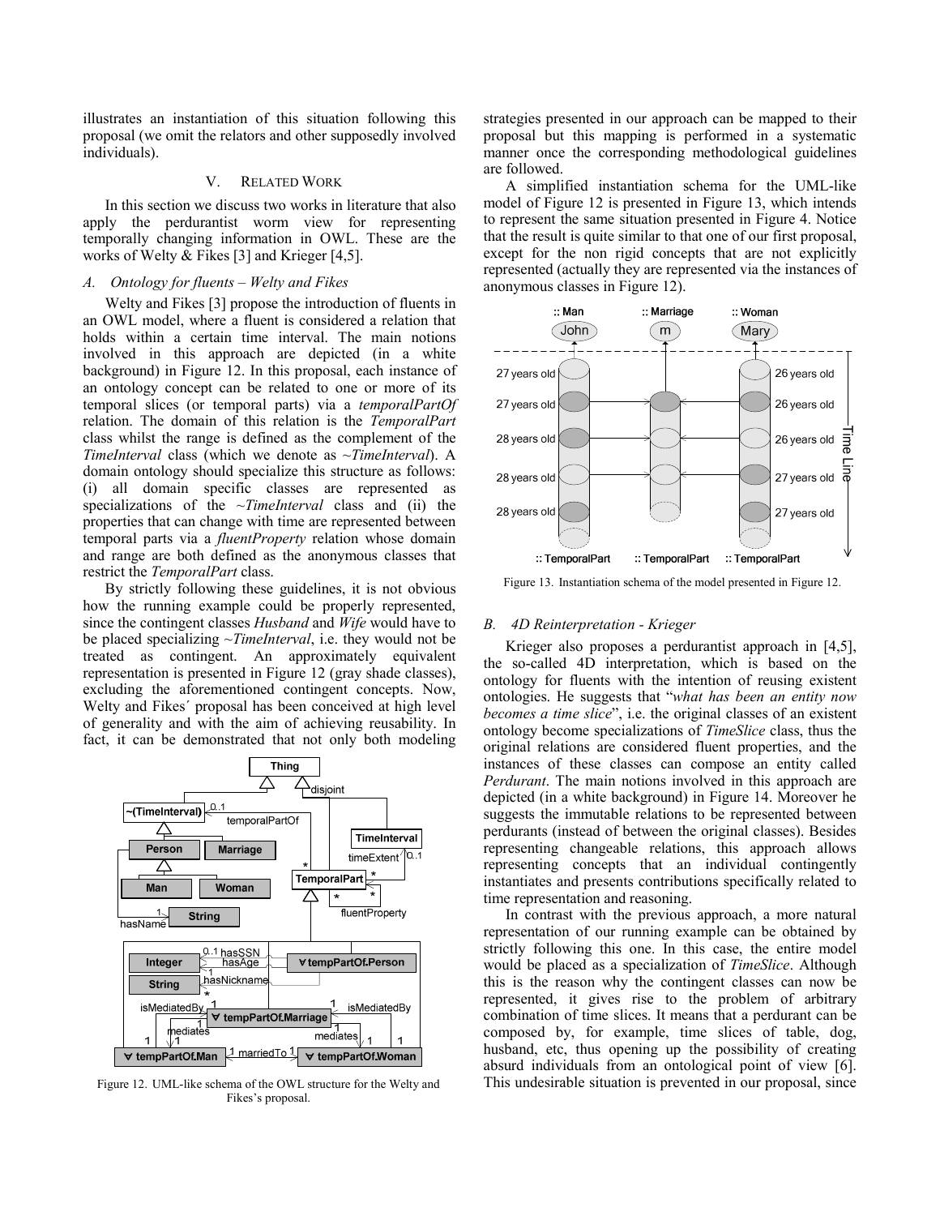illustrates an instantiation of this situation following this proposal (we omit the relators and other supposedly involved individuals).

## V. Related Work

In this section we discuss two works in literature that also apply the perdurantist worm view for representing temporally changing information in OWL. These are the works of Welty & Fikes [3] and Krieger [4,5].

### A. Ontology for fluents – Welty and Fikes

Welty and Fikes [3] propose the introduction of fluents in an OWL model, where a fluent is considered a relation that holds within a certain time interval. The main notions involved in this approach are depicted (in a white background) in Figure 12. In this proposal, each instance of an ontology concept can be related to one or more of its temporal slices (or temporal parts) via a *temporalPartOf* relation. The domain of this relation is the *TemporalPart* class whilst the range is defined as the complement of the *TimeInterval* class (which we denote as *~TimeInterval*). A domain ontology should specialize this structure as follows: (i) all domain specific classes are represented as specializations of the *~TimeInterval* class and (ii) the properties that can change with time are represented between temporal parts via a *fluentProperty* relation whose domain and range are both defined as the anonymous classes that restrict the *TemporalPart* class.

By strictly following these guidelines, it is not obvious how the running example could be properly represented, since the contingent classes *Husband* and *Wife* would have to be placed specializing *~TimeInterval*, i.e. they would not be treated as contingent. An approximately equivalent representation is presented in Figure 12 (gray shade classes), excluding the aforementioned contingent concepts. Now, Welty and Fikes´ proposal has been conceived at high level of generality and with the aim of achieving reusability. In fact, it can be demonstrated that not only both modeling

Thing
disjoint
~(TimeInterval)
0..1
temporalPartOf
TimeInterval
Person
Marriage
timeExtent
0..1
*
TemporalPart
*
Man
Woman
*
*
1
hasName
String
fluentProperty
Integer
0..1 hasSSN
hasAge
1
∀ tempPartOf.Person
String
hasNickname
*
isMediatedBy
1
isMediatedBy
1
1
∀ tempPartOf.Marriage
mediates
1
mediates
1
1
1
1
∀ tempPartOf.Man
1 marriedTo 1
∀ tempPartOf.Woman

Figure 12. UML-like schema of the OWL structure for the Welty and Fikes's proposal.

strategies presented in our approach can be mapped to their proposal but this mapping is performed in a systematic manner once the corresponding methodological guidelines are followed.

A simplified instantiation schema for the UML-like model of Figure 12 is presented in Figure 13, which intends to represent the same situation presented in Figure 4. Notice that the result is quite similar to that one of our first proposal, except for the non rigid concepts that are not explicitly represented (actually they are represented via the instances of anonymous classes in Figure 12).

:: Man
:: Marriage
:: Woman
John
m
Mary
27 years old
26 years old
27 years old
26 years old
28 years old
26 years old
28 years old
27 years old
28 years old
27 years old
Time Line
:: TemporalPart
:: TemporalPart
:: TemporalPart

Figure 13. Instantiation schema of the model presented in Figure 12.

### B. 4D Reinterpretation - Krieger

Krieger also proposes a perdurantist approach in [4,5], the so-called 4D interpretation, which is based on the ontology for fluents with the intention of reusing existent ontologies. He suggests that "*what has been an entity now becomes a time slice*", i.e. the original classes of an existent ontology become specializations of *TimeSlice* class, thus the original relations are considered fluent properties, and the instances of these classes can compose an entity called *Perdurant*. The main notions involved in this approach are depicted (in a white background) in Figure 14. Moreover he suggests the immutable relations to be represented between perdurants (instead of between the original classes). Besides representing changeable relations, this approach allows representing concepts that an individual contingently instantiates and presents contributions specifically related to time representation and reasoning.

In contrast with the previous approach, a more natural representation of our running example can be obtained by strictly following this one. In this case, the entire model would be placed as a specialization of *TimeSlice*. Although this is the reason why the contingent classes can now be represented, it gives rise to the problem of arbitrary combination of time slices. It means that a perdurant can be composed by, for example, time slices of table, dog, husband, etc, thus opening up the possibility of creating absurd individuals from an ontological point of view [6]. This undesirable situation is prevented in our proposal, since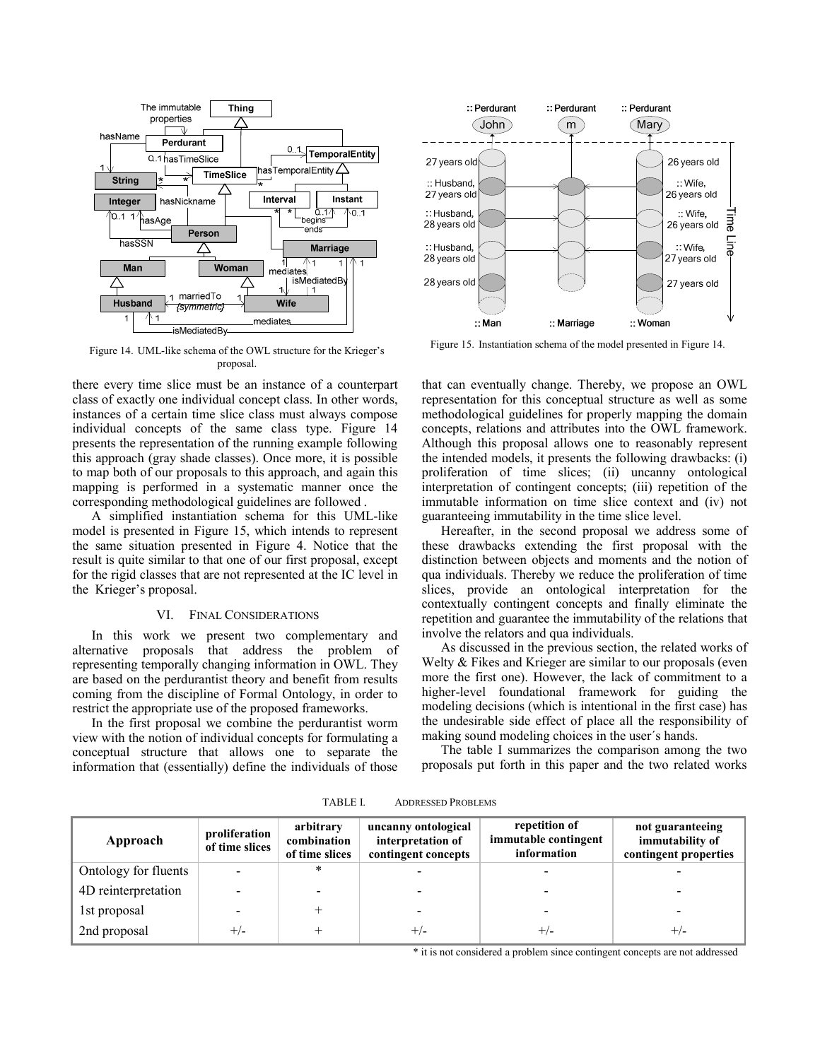Figure 14. UML-like schema of the OWL structure for the Krieger's proposal.

Figure 15. Instantiation schema of the model presented in Figure 14.

there every time slice must be an instance of a counterpart class of exactly one individual concept class. In other words, instances of a certain time slice class must always compose individual concepts of the same class type. Figure 14 presents the representation of the running example following this approach (gray shade classes). Once more, it is possible to map both of our proposals to this approach, and again this mapping is performed in a systematic manner once the corresponding methodological guidelines are followed .

A simplified instantiation schema for this UML-like model is presented in Figure 15, which intends to represent the same situation presented in Figure 4. Notice that the result is quite similar to that one of our first proposal, except for the rigid classes that are not represented at the IC level in the Krieger's proposal.

## VI. Final Considerations

In this work we present two complementary and alternative proposals that address the problem of representing temporally changing information in OWL. They are based on the perdurantist theory and benefit from results coming from the discipline of Formal Ontology, in order to restrict the appropriate use of the proposed frameworks.

In the first proposal we combine the perdurantist worm view with the notion of individual concepts for formulating a conceptual structure that allows one to separate the information that (essentially) define the individuals of those that can eventually change. Thereby, we propose an OWL representation for this conceptual structure as well as some methodological guidelines for properly mapping the domain concepts, relations and attributes into the OWL framework. Although this proposal allows one to reasonably represent the intended models, it presents the following drawbacks: (i) proliferation of time slices; (ii) uncanny ontological interpretation of contingent concepts; (iii) repetition of the immutable information on time slice context and (iv) not guaranteeing immutability in the time slice level.

Hereafter, in the second proposal we address some of these drawbacks extending the first proposal with the distinction between objects and moments and the notion of qua individuals. Thereby we reduce the proliferation of time slices, provide an ontological interpretation for the contextually contingent concepts and finally eliminate the repetition and guarantee the immutability of the relations that involve the relators and qua individuals.

As discussed in the previous section, the related works of Welty & Fikes and Krieger are similar to our proposals (even more the first one). However, the lack of commitment to a higher-level foundational framework for guiding the modeling decisions (which is intentional in the first case) has the undesirable side effect of place all the responsibility of making sound modeling choices in the user´s hands.

The table I summarizes the comparison among the two proposals put forth in this paper and the two related works

TABLE I. Addressed Problems

| Approach | proliferation of time slices | arbitrary combination of time slices | uncanny ontological interpretation of contingent concepts | repetition of immutable contingent information | not guaranteeing immutability of contingent properties |
|---|---|---|---|---|---|
| Ontology for fluents | - | * | - | - | - |
| 4D reinterpretation | - | - | - | - | - |
| 1st proposal | - | + | - | - | - |
| 2nd proposal | +/- | + | +/- | +/- | +/- |

* it is not considered a problem since contingent concepts are not addressed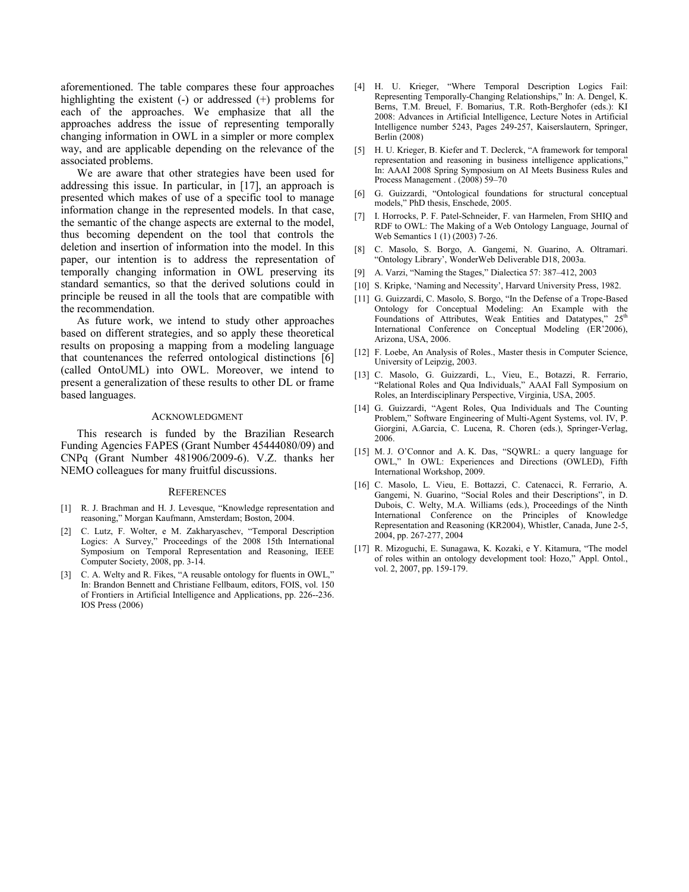aforementioned. The table compares these four approaches highlighting the existent (-) or addressed (+) problems for each of the approaches. We emphasize that all the approaches address the issue of representing temporally changing information in OWL in a simpler or more complex way, and are applicable depending on the relevance of the associated problems.

We are aware that other strategies have been used for addressing this issue. In particular, in [17], an approach is presented which makes of use of a specific tool to manage information change in the represented models. In that case, the semantic of the change aspects are external to the model, thus becoming dependent on the tool that controls the deletion and insertion of information into the model. In this paper, our intention is to address the representation of temporally changing information in OWL preserving its standard semantics, so that the derived solutions could in principle be reused in all the tools that are compatible with the recommendation.

As future work, we intend to study other approaches based on different strategies, and so apply these theoretical results on proposing a mapping from a modeling language that countenances the referred ontological distinctions [6] (called OntoUML) into OWL. Moreover, we intend to present a generalization of these results to other DL or frame based languages.

## Acknowledgment

This research is funded by the Brazilian Research Funding Agencies FAPES (Grant Number 45444080/09) and CNPq (Grant Number 481906/2009-6). V.Z. thanks her NEMO colleagues for many fruitful discussions.

## References

[1] R. J. Brachman and H. J. Levesque, “Knowledge representation and reasoning,” Morgan Kaufmann, Amsterdam; Boston, 2004.

[2] C. Lutz, F. Wolter, e M. Zakharyaschev, “Temporal Description Logics: A Survey,” Proceedings of the 2008 15th International Symposium on Temporal Representation and Reasoning, IEEE Computer Society, 2008, pp. 3-14.

[3] C. A. Welty and R. Fikes, “A reusable ontology for fluents in OWL,” In: Brandon Bennett and Christiane Fellbaum, editors, FOIS, vol. 150 of Frontiers in Artificial Intelligence and Applications, pp. 226--236. IOS Press (2006)

[4] H. U. Krieger, “Where Temporal Description Logics Fail: Representing Temporally-Changing Relationships,” In: A. Dengel, K. Berns, T.M. Breuel, F. Bomarius, T.R. Roth-Berghofer (eds.): KI 2008: Advances in Artificial Intelligence, Lecture Notes in Artificial Intelligence number 5243, Pages 249-257, Kaiserslautern, Springer, Berlin (2008)

[5] H. U. Krieger, B. Kiefer and T. Declerck, “A framework for temporal representation and reasoning in business intelligence applications,” In: AAAI 2008 Spring Symposium on AI Meets Business Rules and Process Management . (2008) 59–70

[6] G. Guizzardi, “Ontological foundations for structural conceptual models,” PhD thesis, Enschede, 2005.

[7] I. Horrocks, P. F. Patel-Schneider, F. van Harmelen, From SHIQ and RDF to OWL: The Making of a Web Ontology Language, Journal of Web Semantics 1 (1) (2003) 7-26.

[8] C. Masolo, S. Borgo, A. Gangemi, N. Guarino, A. Oltramari. “Ontology Library’, WonderWeb Deliverable D18, 2003a.

[9] A. Varzi, “Naming the Stages,” Dialectica 57: 387–412, 2003

[10] S. Kripke, ‘Naming and Necessity’, Harvard University Press, 1982.

[11] G. Guizzardi, C. Masolo, S. Borgo, “In the Defense of a Trope-Based Ontology for Conceptual Modeling: An Example with the Foundations of Attributes, Weak Entities and Datatypes,” 25th International Conference on Conceptual Modeling (ER’2006), Arizona, USA, 2006.

[12] F. Loebe, An Analysis of Roles., Master thesis in Computer Science, University of Leipzig, 2003.

[13] C. Masolo, G. Guizzardi, L., Vieu, E., Botazzi, R. Ferrario, “Relational Roles and Qua Individuals,” AAAI Fall Symposium on Roles, an Interdisciplinary Perspective, Virginia, USA, 2005.

[14] G. Guizzardi, “Agent Roles, Qua Individuals and The Counting Problem,” Software Engineering of Multi-Agent Systems, vol. IV, P. Giorgini, A.Garcia, C. Lucena, R. Choren (eds.), Springer-Verlag, 2006.

[15] M. J. O’Connor and A. K. Das, “SQWRL: a query language for OWL,” In OWL: Experiences and Directions (OWLED), Fifth International Workshop, 2009.

[16] C. Masolo, L. Vieu, E. Bottazzi, C. Catenacci, R. Ferrario, A. Gangemi, N. Guarino, “Social Roles and their Descriptions”, in D. Dubois, C. Welty, M.A. Williams (eds.), Proceedings of the Ninth International Conference on the Principles of Knowledge Representation and Reasoning (KR2004), Whistler, Canada, June 2-5, 2004, pp. 267-277, 2004

[17] R. Mizoguchi, E. Sunagawa, K. Kozaki, e Y. Kitamura, “The model of roles within an ontology development tool: Hozo,” Appl. Ontol., vol. 2, 2007, pp. 159-179.